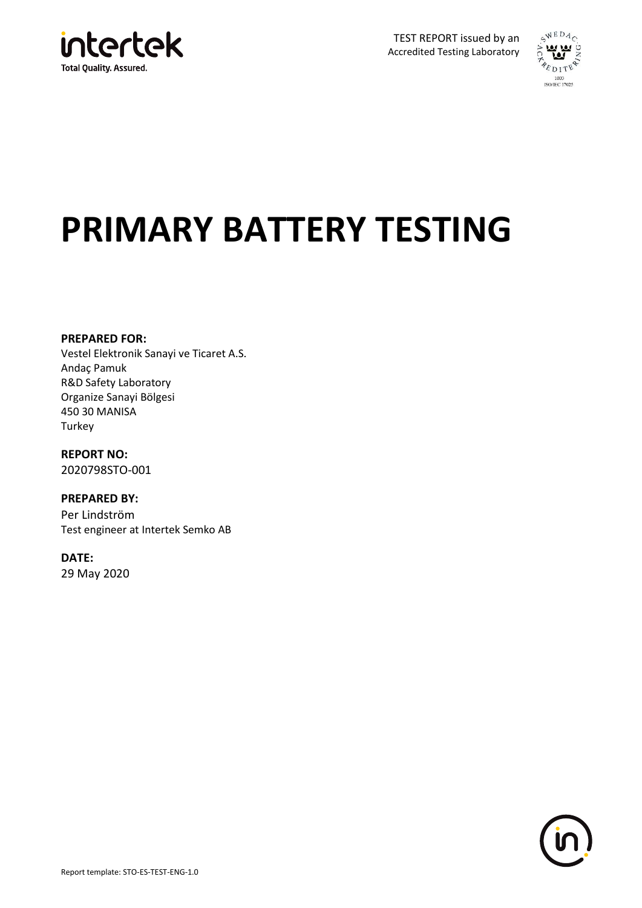TEST REPORT issued by an Accredited Testing Laboratory

# PRIMARY BATTERY TESTING

**PREPARED FOR:**
Vestel Elektronik Sanayi ve Ticaret A.S.
Andaç Pamuk
R&D Safety Laboratory
Organize Sanayi Bölgesi
450 30 MANISA
Turkey

**REPORT NO:**
2020798STO-001

**PREPARED BY:**
Per Lindström
Test engineer at Intertek Semko AB

**DATE:**
29 May 2020

Report template: STO-ES-TEST-ENG-1.0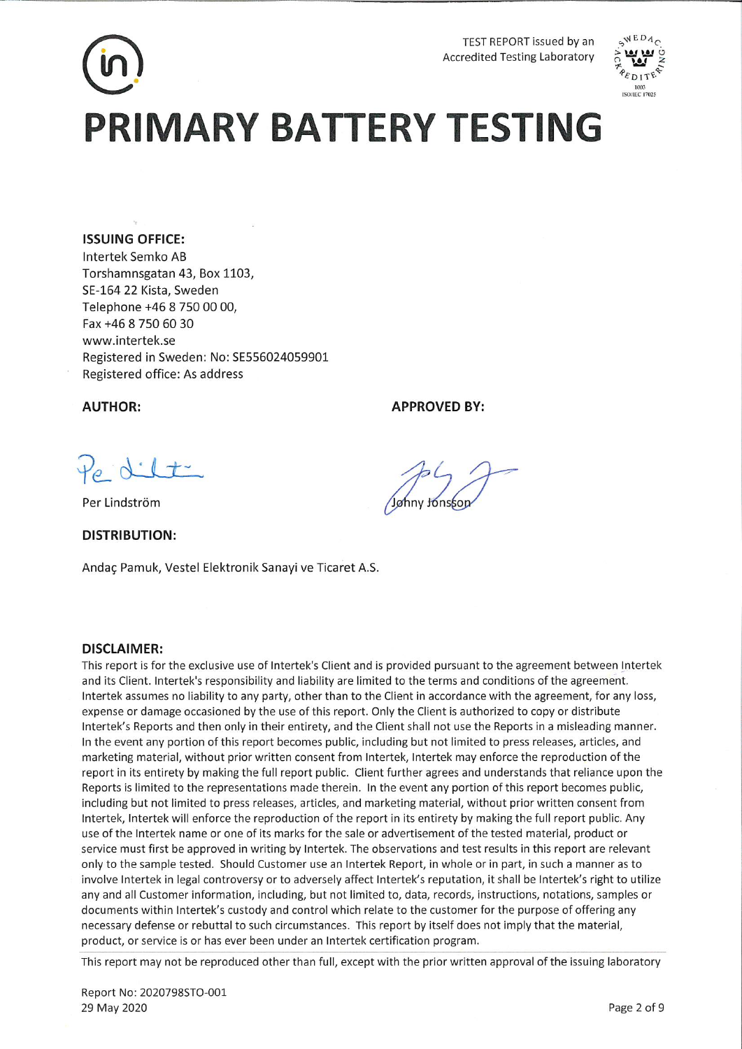TEST REPORT issued by an Accredited Testing Laboratory

# PRIMARY BATTERY TESTING

**ISSUING OFFICE:**
Intertek Semko AB
Torshamnsgatan 43, Box 1103,
SE-164 22 Kista, Sweden
Telephone +46 8 750 00 00,
Fax +46 8 750 60 30
www.intertek.se
Registered in Sweden: No: SE556024059901
Registered office: As address

**AUTHOR:**

Per Lindström

**APPROVED BY:**

Johny Jönsson

**DISTRIBUTION:**

Andaç Pamuk, Vestel Elektronik Sanayi ve Ticaret A.S.

**DISCLAIMER:**
This report is for the exclusive use of Intertek's Client and is provided pursuant to the agreement between Intertek and its Client. Intertek's responsibility and liability are limited to the terms and conditions of the agreement. Intertek assumes no liability to any party, other than to the Client in accordance with the agreement, for any loss, expense or damage occasioned by the use of this report. Only the Client is authorized to copy or distribute Intertek's Reports and then only in their entirety, and the Client shall not use the Reports in a misleading manner. In the event any portion of this report becomes public, including but not limited to press releases, articles, and marketing material, without prior written consent from Intertek, Intertek may enforce the reproduction of the report in its entirety by making the full report public. Client further agrees and understands that reliance upon the Reports is limited to the representations made therein. In the event any portion of this report becomes public, including but not limited to press releases, articles, and marketing material, without prior written consent from Intertek, Intertek will enforce the reproduction of the report in its entirety by making the full report public. Any use of the Intertek name or one of its marks for the sale or advertisement of the tested material, product or service must first be approved in writing by Intertek. The observations and test results in this report are relevant only to the sample tested. Should Customer use an Intertek Report, in whole or in part, in such a manner as to involve Intertek in legal controversy or to adversely affect Intertek's reputation, it shall be Intertek's right to utilize any and all Customer information, including, but not limited to, data, records, instructions, notations, samples or documents within Intertek's custody and control which relate to the customer for the purpose of offering any necessary defense or rebuttal to such circumstances. This report by itself does not imply that the material, product, or service is or has ever been under an Intertek certification program.

This report may not be reproduced other than full, except with the prior written approval of the issuing laboratory

Report No: 2020798STO-001
29 May 2020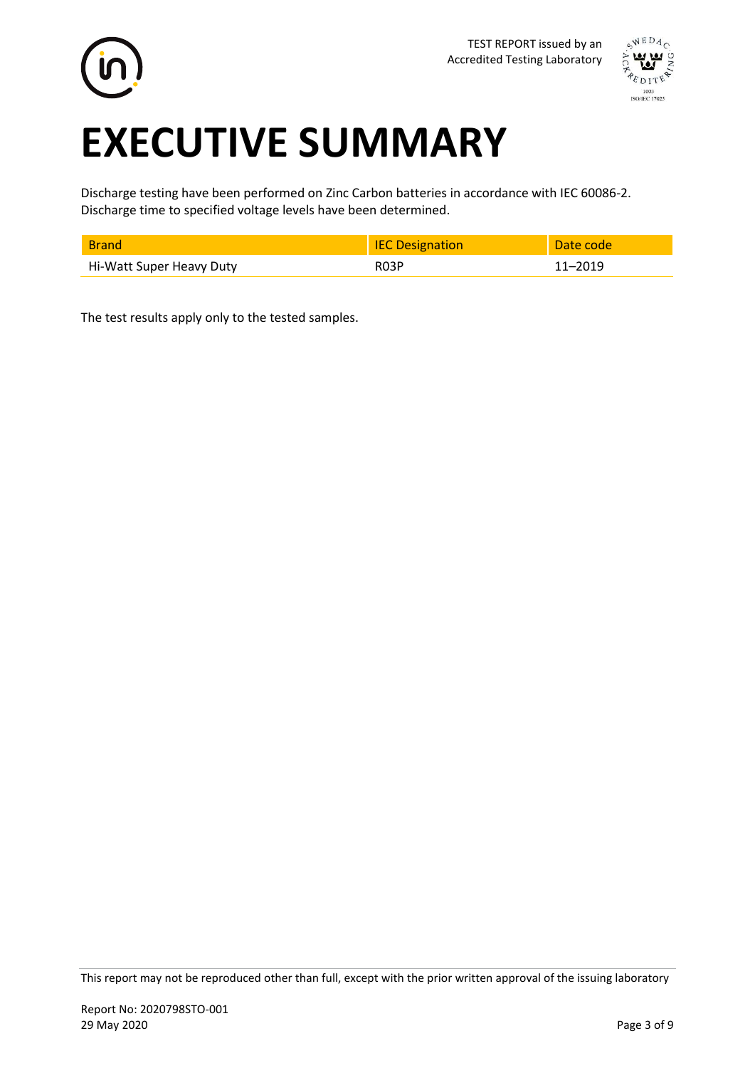TEST REPORT issued by an Accredited Testing Laboratory

# EXECUTIVE SUMMARY

Discharge testing have been performed on Zinc Carbon batteries in accordance with IEC 60086-2. Discharge time to specified voltage levels have been determined.

| Brand | IEC Designation | Date code |
|---|---|---|
| Hi-Watt Super Heavy Duty | R03P | 11–2019 |

The test results apply only to the tested samples.

This report may not be reproduced other than full, except with the prior written approval of the issuing laboratory

Report No: 2020798STO-001
29 May 2020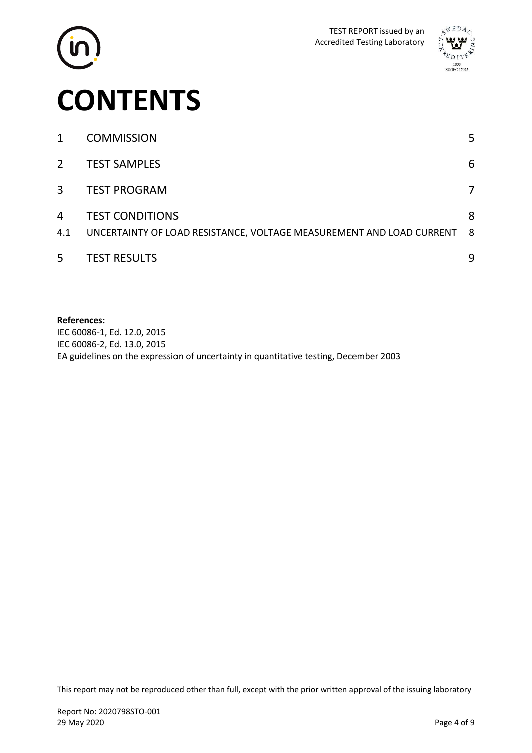# CONTENTS

| | | |
|---|---|---|
| 1 | COMMISSION | 5 |
| 2 | TEST SAMPLES | 6 |
| 3 | TEST PROGRAM | 7 |
| 4 | TEST CONDITIONS | 8 |
| 4.1 | UNCERTAINTY OF LOAD RESISTANCE, VOLTAGE MEASUREMENT AND LOAD CURRENT | 8 |
| 5 | TEST RESULTS | 9 |

**References:**
IEC 60086-1, Ed. 12.0, 2015
IEC 60086-2, Ed. 13.0, 2015
EA guidelines on the expression of uncertainty in quantitative testing, December 2003

This report may not be reproduced other than full, except with the prior written approval of the issuing laboratory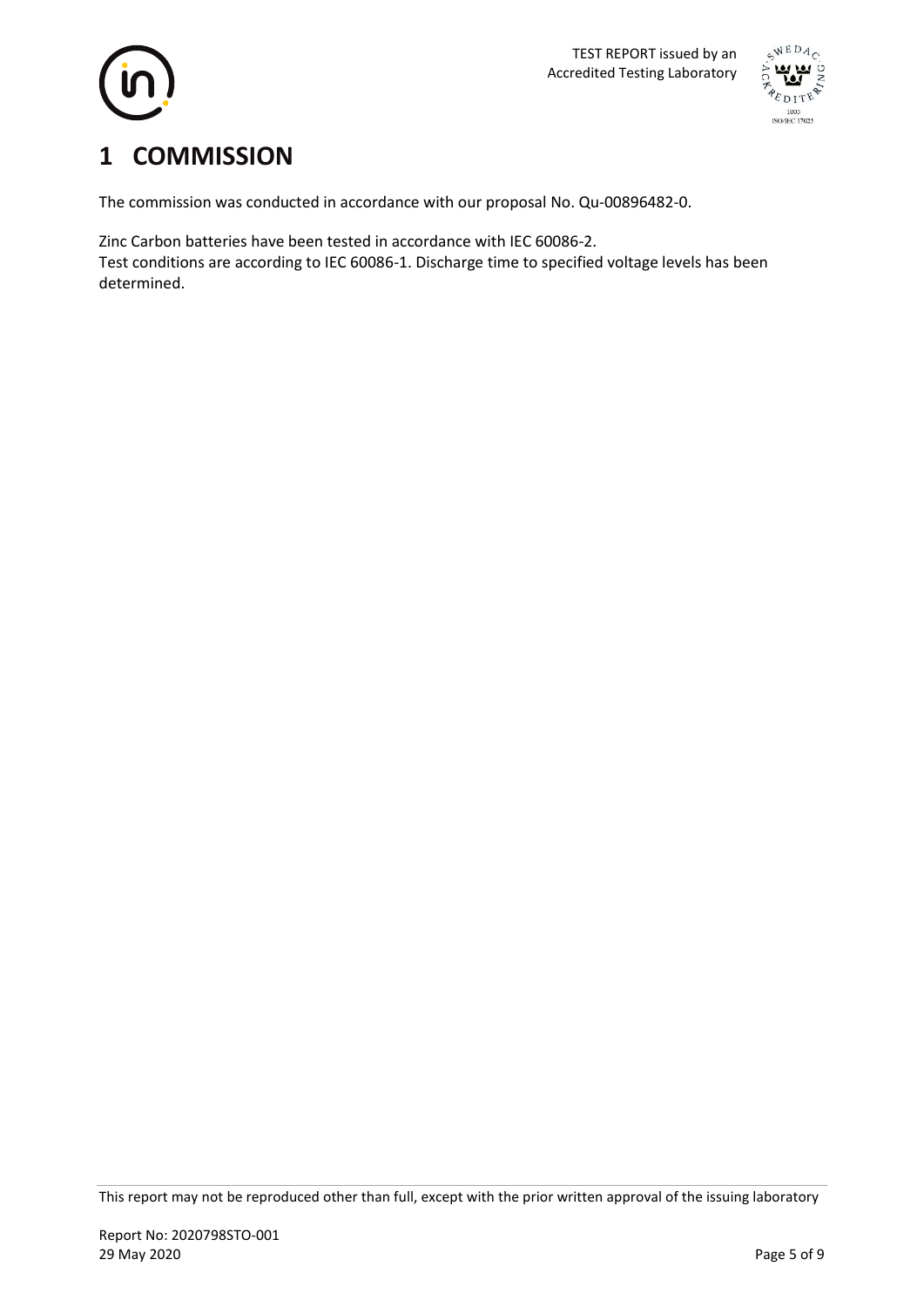# 1 COMMISSION

The commission was conducted in accordance with our proposal No. Qu-00896482-0.

Zinc Carbon batteries have been tested in accordance with IEC 60086-2.
Test conditions are according to IEC 60086-1. Discharge time to specified voltage levels has been determined.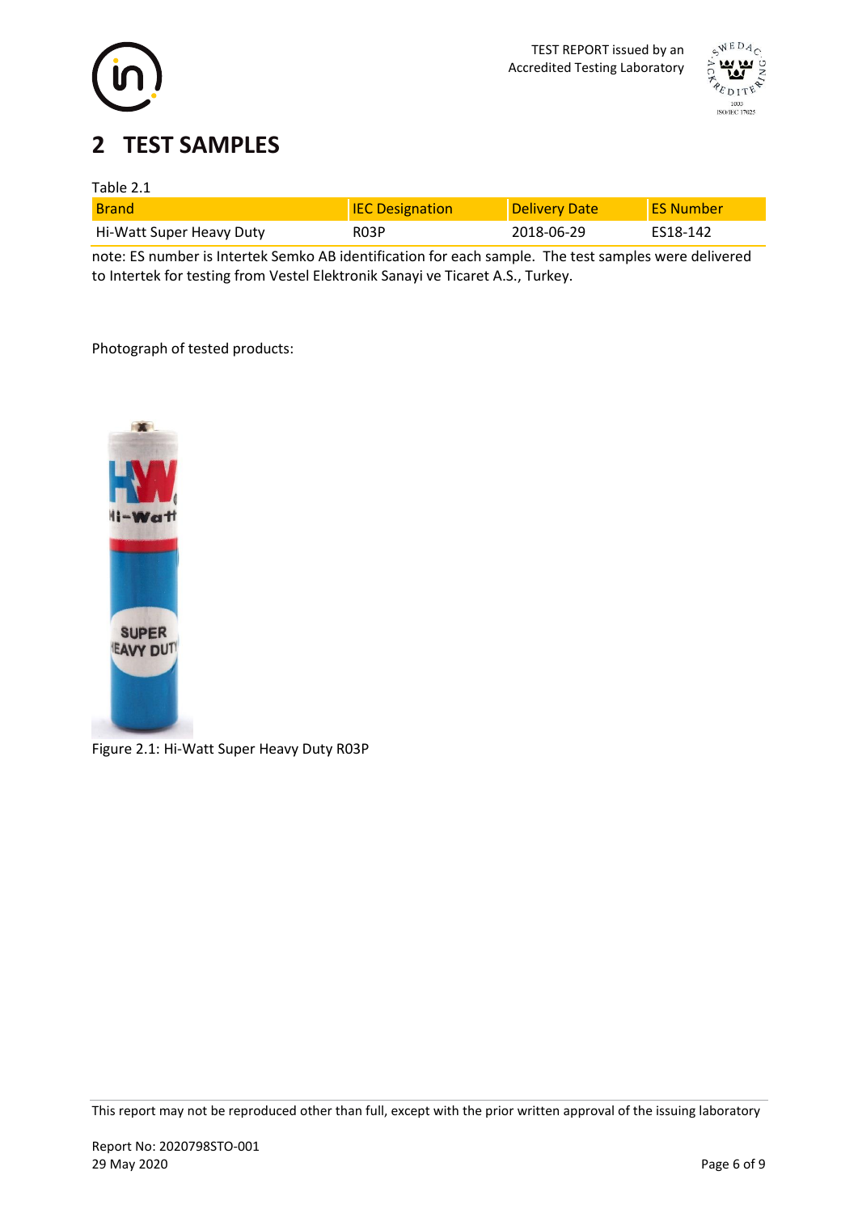## 2 TEST SAMPLES

Table 2.1

| Brand | IEC Designation | Delivery Date | ES Number |
|---|---|---|---|
| Hi-Watt Super Heavy Duty | R03P | 2018-06-29 | ES18-142 |

note: ES number is Intertek Semko AB identification for each sample. The test samples were delivered to Intertek for testing from Vestel Elektronik Sanayi ve Ticaret A.S., Turkey.

Photograph of tested products:

Figure 2.1: Hi-Watt Super Heavy Duty R03P

This report may not be reproduced other than full, except with the prior written approval of the issuing laboratory

Report No: 2020798STO-001
29 May 2020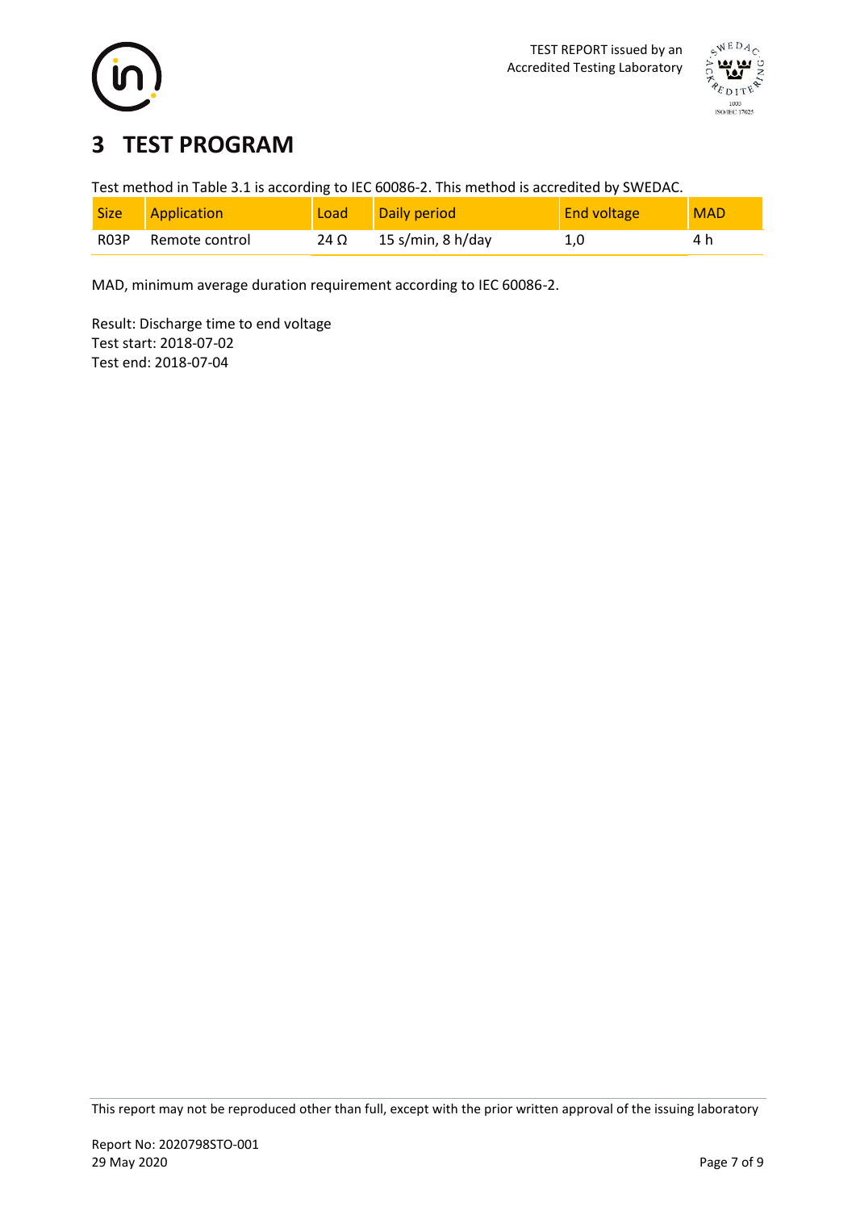# 3 TEST PROGRAM

Test method in Table 3.1 is according to IEC 60086-2. This method is accredited by SWEDAC.

| Size | Application | Load | Daily period | End voltage | MAD |
|---|---|---|---|---|---|
| R03P | Remote control | 24 Ω | 15 s/min, 8 h/day | 1,0 | 4 h |

MAD, minimum average duration requirement according to IEC 60086-2.

Result: Discharge time to end voltage
Test start: 2018-07-02
Test end: 2018-07-04

This report may not be reproduced other than full, except with the prior written approval of the issuing laboratory

Report No: 2020798STO-001
29 May 2020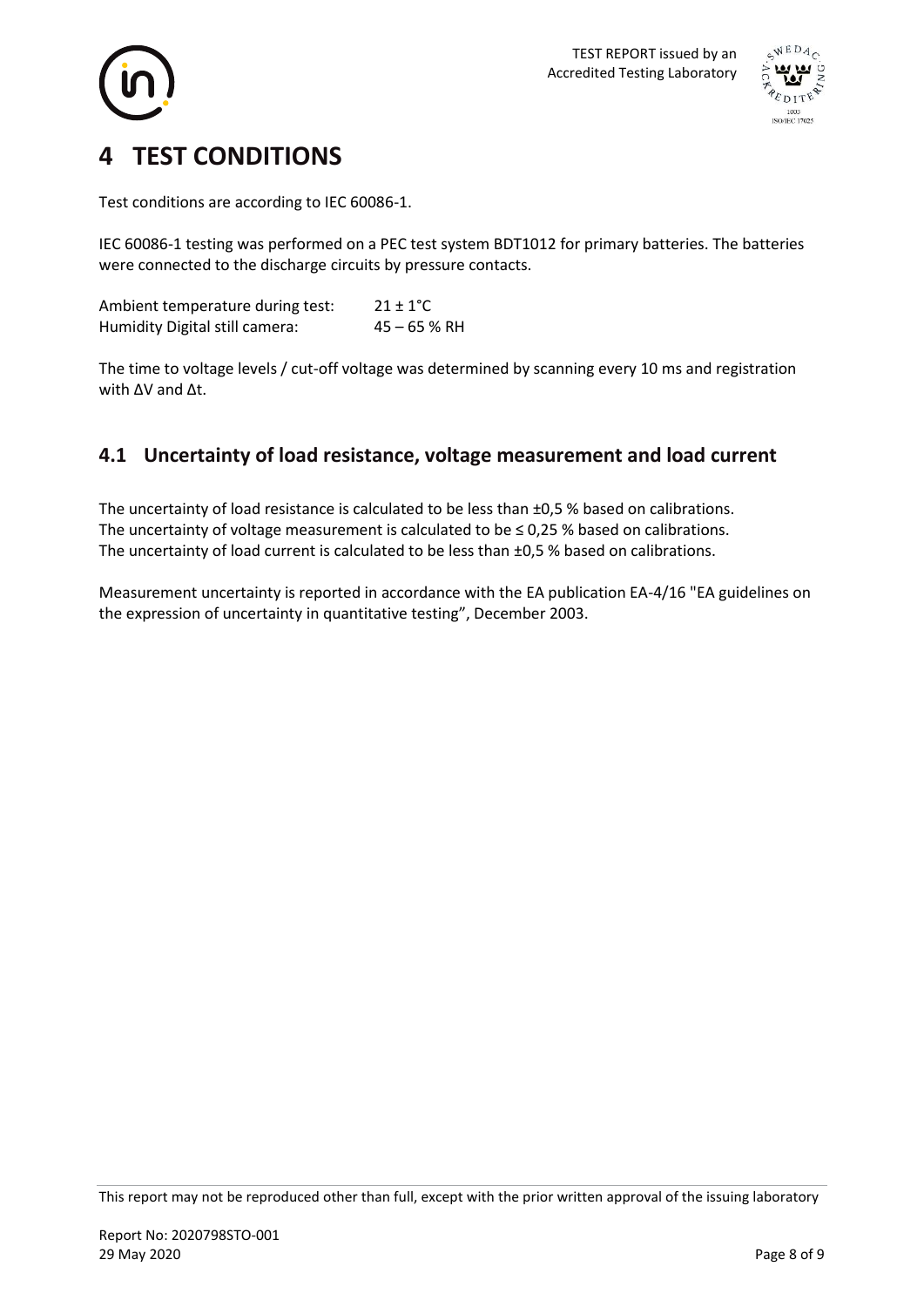# 4 TEST CONDITIONS

Test conditions are according to IEC 60086-1.

IEC 60086-1 testing was performed on a PEC test system BDT1012 for primary batteries. The batteries were connected to the discharge circuits by pressure contacts.

| | |
|---|---|
| Ambient temperature during test: | 21 ± 1°C |
| Humidity Digital still camera: | 45 – 65 % RH |

The time to voltage levels / cut-off voltage was determined by scanning every 10 ms and registration with ΔV and Δt.

## 4.1 Uncertainty of load resistance, voltage measurement and load current

The uncertainty of load resistance is calculated to be less than ±0,5 % based on calibrations.
The uncertainty of voltage measurement is calculated to be ≤ 0,25 % based on calibrations.
The uncertainty of load current is calculated to be less than ±0,5 % based on calibrations.

Measurement uncertainty is reported in accordance with the EA publication EA-4/16 "EA guidelines on the expression of uncertainty in quantitative testing", December 2003.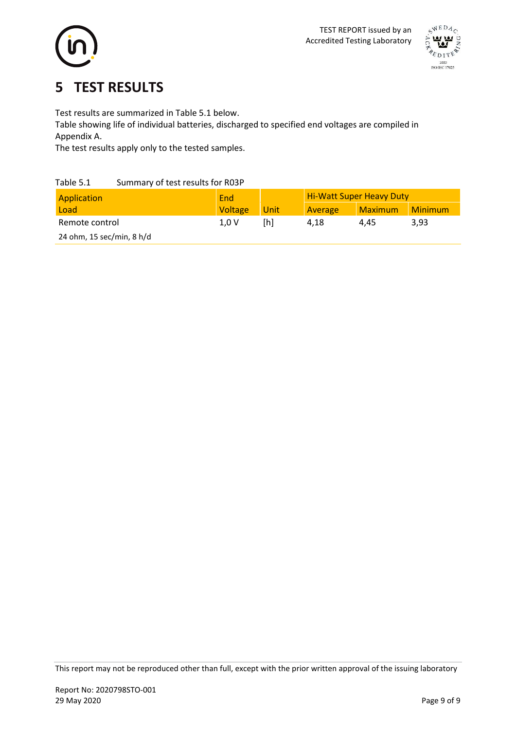# 5 TEST RESULTS

Test results are summarized in Table 5.1 below.
Table showing life of individual batteries, discharged to specified end voltages are compiled in Appendix A.
The test results apply only to the tested samples.

Table 5.1 Summary of test results for R03P

| Application | End | | Hi-Watt Super Heavy Duty | | |
|---|---|---|---|---|---|
| Load | Voltage | Unit | Average | Maximum | Minimum |
| Remote control | 1,0 V | [h] | 4,18 | 4,45 | 3,93 |
| 24 ohm, 15 sec/min, 8 h/d | | | | | |

This report may not be reproduced other than full, except with the prior written approval of the issuing laboratory

Report No: 2020798STO-001
29 May 2020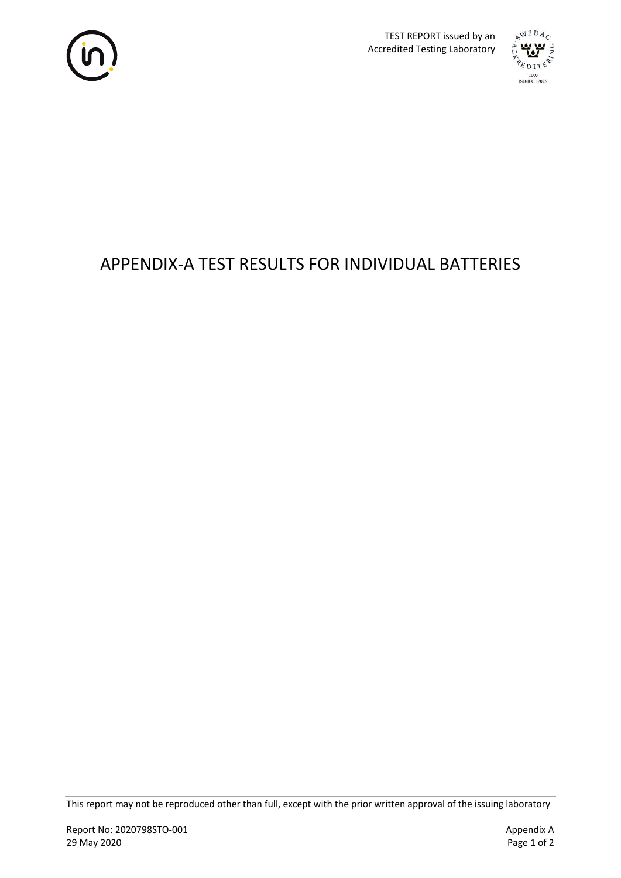# APPENDIX-A TEST RESULTS FOR INDIVIDUAL BATTERIES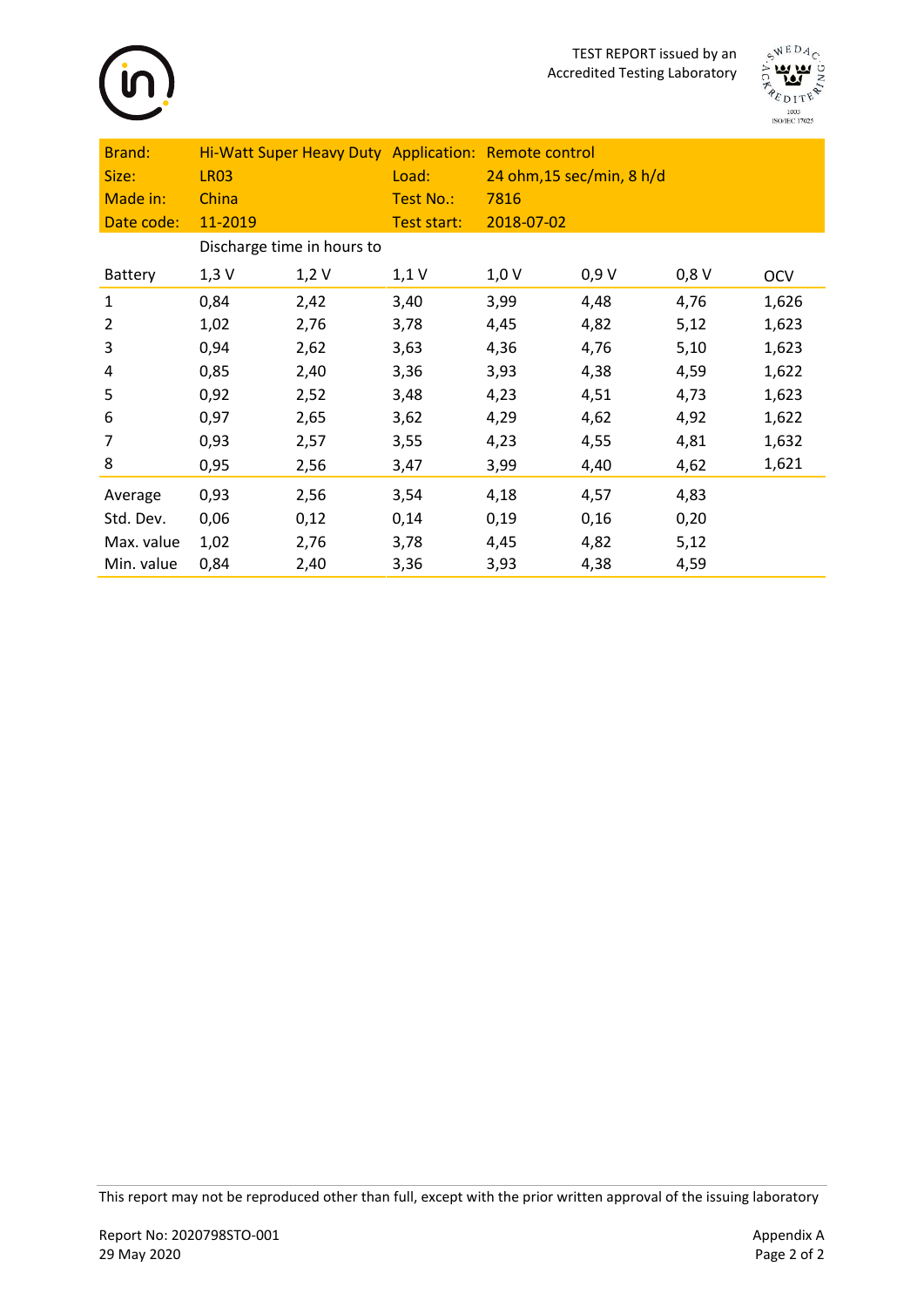TEST REPORT issued by an Accredited Testing Laboratory

| | | | |
|---|---|---|---|
| Brand: | Hi-Watt Super Heavy Duty | Application: | Remote control |
| Size: | LR03 | Load: | 24 ohm,15 sec/min, 8 h/d |
| Made in: | China | Test No.: | 7816 |
| Date code: | 11-2019 | Test start: | 2018-07-02 |

| | Discharge time in hours to | | | | | | |
|---|---|---|---|---|---|---|---|
| Battery | 1,3 V | 1,2 V | 1,1 V | 1,0 V | 0,9 V | 0,8 V | OCV |
| 1 | 0,84 | 2,42 | 3,40 | 3,99 | 4,48 | 4,76 | 1,626 |
| 2 | 1,02 | 2,76 | 3,78 | 4,45 | 4,82 | 5,12 | 1,623 |
| 3 | 0,94 | 2,62 | 3,63 | 4,36 | 4,76 | 5,10 | 1,623 |
| 4 | 0,85 | 2,40 | 3,36 | 3,93 | 4,38 | 4,59 | 1,622 |
| 5 | 0,92 | 2,52 | 3,48 | 4,23 | 4,51 | 4,73 | 1,623 |
| 6 | 0,97 | 2,65 | 3,62 | 4,29 | 4,62 | 4,92 | 1,622 |
| 7 | 0,93 | 2,57 | 3,55 | 4,23 | 4,55 | 4,81 | 1,632 |
| 8 | 0,95 | 2,56 | 3,47 | 3,99 | 4,40 | 4,62 | 1,621 |
| Average | 0,93 | 2,56 | 3,54 | 4,18 | 4,57 | 4,83 | |
| Std. Dev. | 0,06 | 0,12 | 0,14 | 0,19 | 0,16 | 0,20 | |
| Max. value | 1,02 | 2,76 | 3,78 | 4,45 | 4,82 | 5,12 | |
| Min. value | 0,84 | 2,40 | 3,36 | 3,93 | 4,38 | 4,59 | |

This report may not be reproduced other than full, except with the prior written approval of the issuing laboratory

Report No: 2020798STO-001
29 May 2020

Appendix A